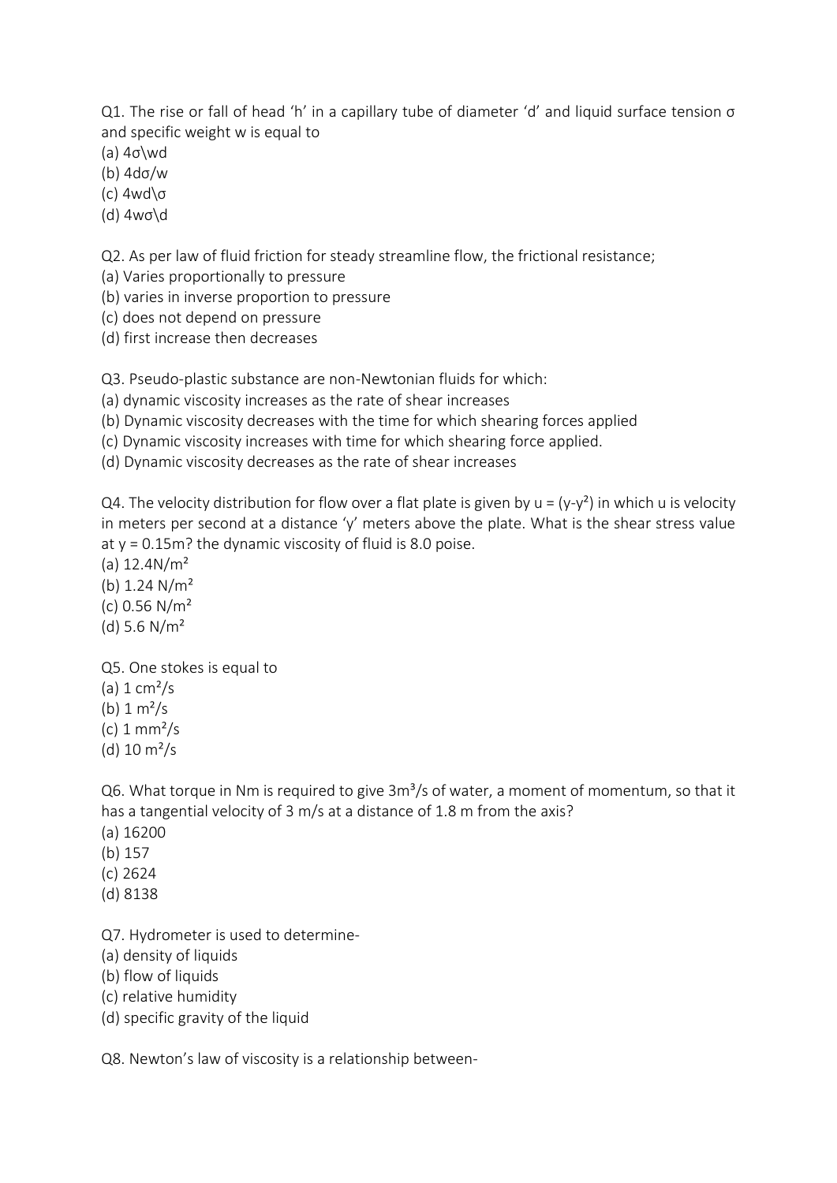Q1. The rise or fall of head 'h' in a capillary tube of diameter 'd' and liquid surface tension $\sigma$ and specific weight w is equal to

(a) $4\sigma \backslash wd$

(b) $4d\sigma/w$

(c) $4wd\backslash\sigma$

(d) $4w\sigma\backslash d$

Q2. As per law of fluid friction for steady streamline flow, the frictional resistance;

(a) Varies proportionally to pressure

(b) varies in inverse proportion to pressure

(c) does not depend on pressure

(d) first increase then decreases

Q3. Pseudo-plastic substance are non-Newtonian fluids for which:

(a) dynamic viscosity increases as the rate of shear increases

(b) Dynamic viscosity decreases with the time for which shearing forces applied

(c) Dynamic viscosity increases with time for which shearing force applied.

(d) Dynamic viscosity decreases as the rate of shear increases

Q4. The velocity distribution for flow over a flat plate is given by $u = (y-y^2)$ in which u is velocity in meters per second at a distance 'y' meters above the plate. What is the shear stress value at y = 0.15m? the dynamic viscosity of fluid is 8.0 poise.

(a) $12.4 N/m^2$

(b) $1.24 N/m^2$

(c) $0.56 N/m^2$

(d) $5.6 N/m^2$

Q5. One stokes is equal to

(a) $1 cm^2/s$

(b) $1 m^2/s$

(c) $1 mm^2/s$

(d) $10 m^2/s$

Q6. What torque in Nm is required to give $3m^3/s$ of water, a moment of momentum, so that it has a tangential velocity of 3 m/s at a distance of 1.8 m from the axis?

(a) 16200

(b) 157

(c) 2624

(d) 8138

Q7. Hydrometer is used to determine-

(a) density of liquids

(b) flow of liquids

(c) relative humidity

(d) specific gravity of the liquid

Q8. Newton's law of viscosity is a relationship between-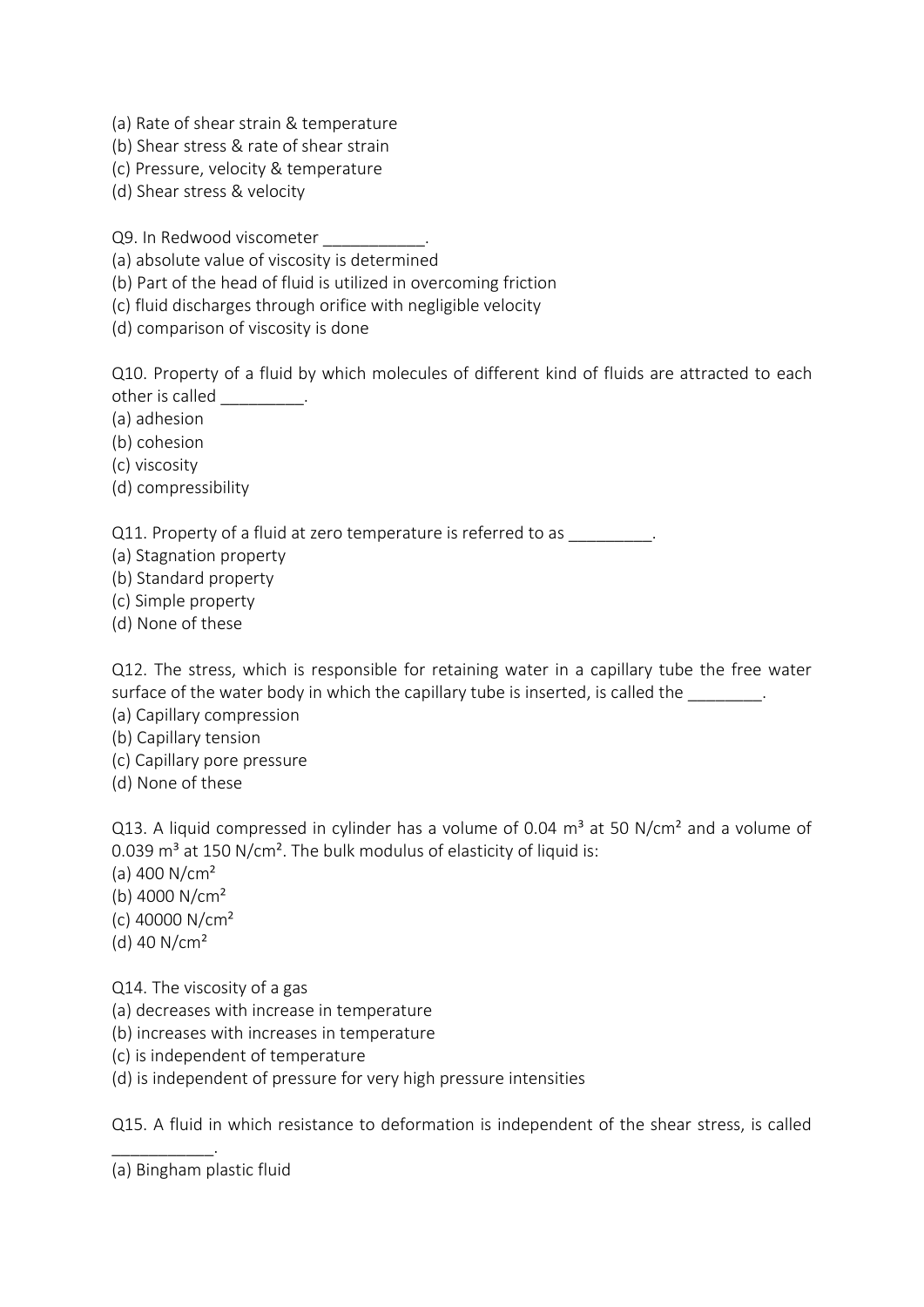(a) Rate of shear strain & temperature
(b) Shear stress & rate of shear strain
(c) Pressure, velocity & temperature
(d) Shear stress & velocity

Q9. In Redwood viscometer ___________.
(a) absolute value of viscosity is determined
(b) Part of the head of fluid is utilized in overcoming friction
(c) fluid discharges through orifice with negligible velocity
(d) comparison of viscosity is done

Q10. Property of a fluid by which molecules of different kind of fluids are attracted to each other is called _________.
(a) adhesion
(b) cohesion
(c) viscosity
(d) compressibility

Q11. Property of a fluid at zero temperature is referred to as _________.
(a) Stagnation property
(b) Standard property
(c) Simple property
(d) None of these

Q12. The stress, which is responsible for retaining water in a capillary tube the free water surface of the water body in which the capillary tube is inserted, is called the ________.
(a) Capillary compression
(b) Capillary tension
(c) Capillary pore pressure
(d) None of these

Q13. A liquid compressed in cylinder has a volume of 0.04 $m^3$ at 50 $N/cm^2$ and a volume of 0.039 $m^3$ at 150 $N/cm^2$. The bulk modulus of elasticity of liquid is:
(a) 400 $N/cm^2$
(b) 4000 $N/cm^2$
(c) 40000 $N/cm^2$
(d) 40 $N/cm^2$

Q14. The viscosity of a gas
(a) decreases with increase in temperature
(b) increases with increases in temperature
(c) is independent of temperature
(d) is independent of pressure for very high pressure intensities

Q15. A fluid in which resistance to deformation is independent of the shear stress, is called ___________.
(a) Bingham plastic fluid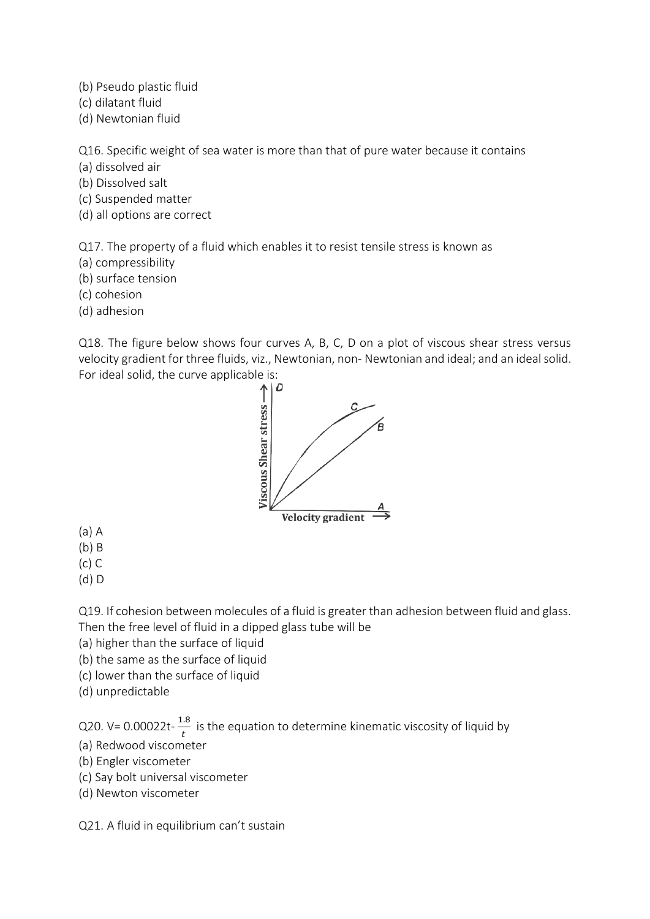(b) Pseudo plastic fluid
(c) dilatant fluid
(d) Newtonian fluid

Q16. Specific weight of sea water is more than that of pure water because it contains
(a) dissolved air
(b) Dissolved salt
(c) Suspended matter
(d) all options are correct

Q17. The property of a fluid which enables it to resist tensile stress is known as
(a) compressibility
(b) surface tension
(c) cohesion
(d) adhesion

Q18. The figure below shows four curves A, B, C, D on a plot of viscous shear stress versus velocity gradient for three fluids, viz., Newtonian, non- Newtonian and ideal; and an ideal solid. For ideal solid, the curve applicable is:

(a) A
(b) B
(c) C
(d) D

Q19. If cohesion between molecules of a fluid is greater than adhesion between fluid and glass. Then the free level of fluid in a dipped glass tube will be
(a) higher than the surface of liquid
(b) the same as the surface of liquid
(c) lower than the surface of liquid
(d) unpredictable

Q20. V= $0.00022t - \frac{1.8}{t}$ is the equation to determine kinematic viscosity of liquid by
(a) Redwood viscometer
(b) Engler viscometer
(c) Say bolt universal viscometer
(d) Newton viscometer

Q21. A fluid in equilibrium can't sustain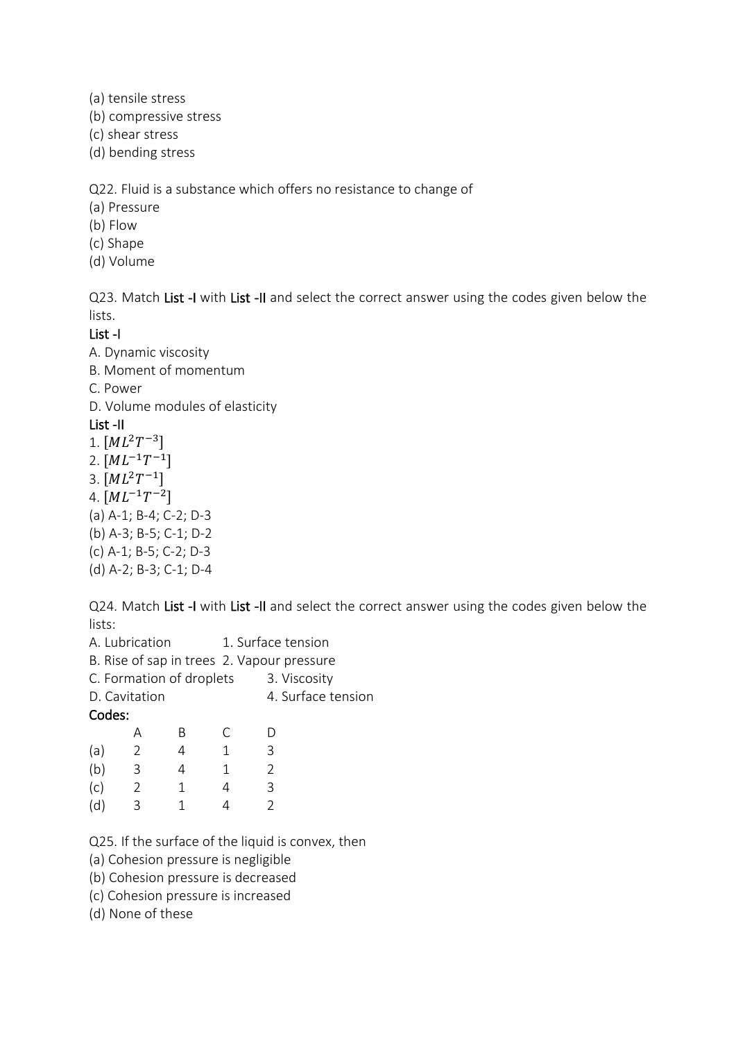(a) tensile stress
(b) compressive stress
(c) shear stress
(d) bending stress

Q22. Fluid is a substance which offers no resistance to change of
(a) Pressure
(b) Flow
(c) Shape
(d) Volume

Q23. Match **List -I** with **List -II** and select the correct answer using the codes given below the lists.

**List -I**

A. Dynamic viscosity
B. Moment of momentum
C. Power
D. Volume modules of elasticity

**List -II**

1. $[ML^2T^{-3}]$
2. $[ML^{-1}T^{-1}]$
3. $[ML^2T^{-1}]$
4. $[ML^{-1}T^{-2}]$

(a) A-1; B-4; C-2; D-3
(b) A-3; B-5; C-1; D-2
(c) A-1; B-5; C-2; D-3
(d) A-2; B-3; C-1; D-4

Q24. Match **List -I** with **List -II** and select the correct answer using the codes given below the lists:

A. Lubrication — 1. Surface tension
B. Rise of sap in trees — 2. Vapour pressure
C. Formation of droplets — 3. Viscosity
D. Cavitation — 4. Surface tension

**Codes:**

| | A | B | C | D |
|---|---|---|---|---|
| (a) | 2 | 4 | 1 | 3 |
| (b) | 3 | 4 | 1 | 2 |
| (c) | 2 | 1 | 4 | 3 |
| (d) | 3 | 1 | 4 | 2 |

Q25. If the surface of the liquid is convex, then
(a) Cohesion pressure is negligible
(b) Cohesion pressure is decreased
(c) Cohesion pressure is increased
(d) None of these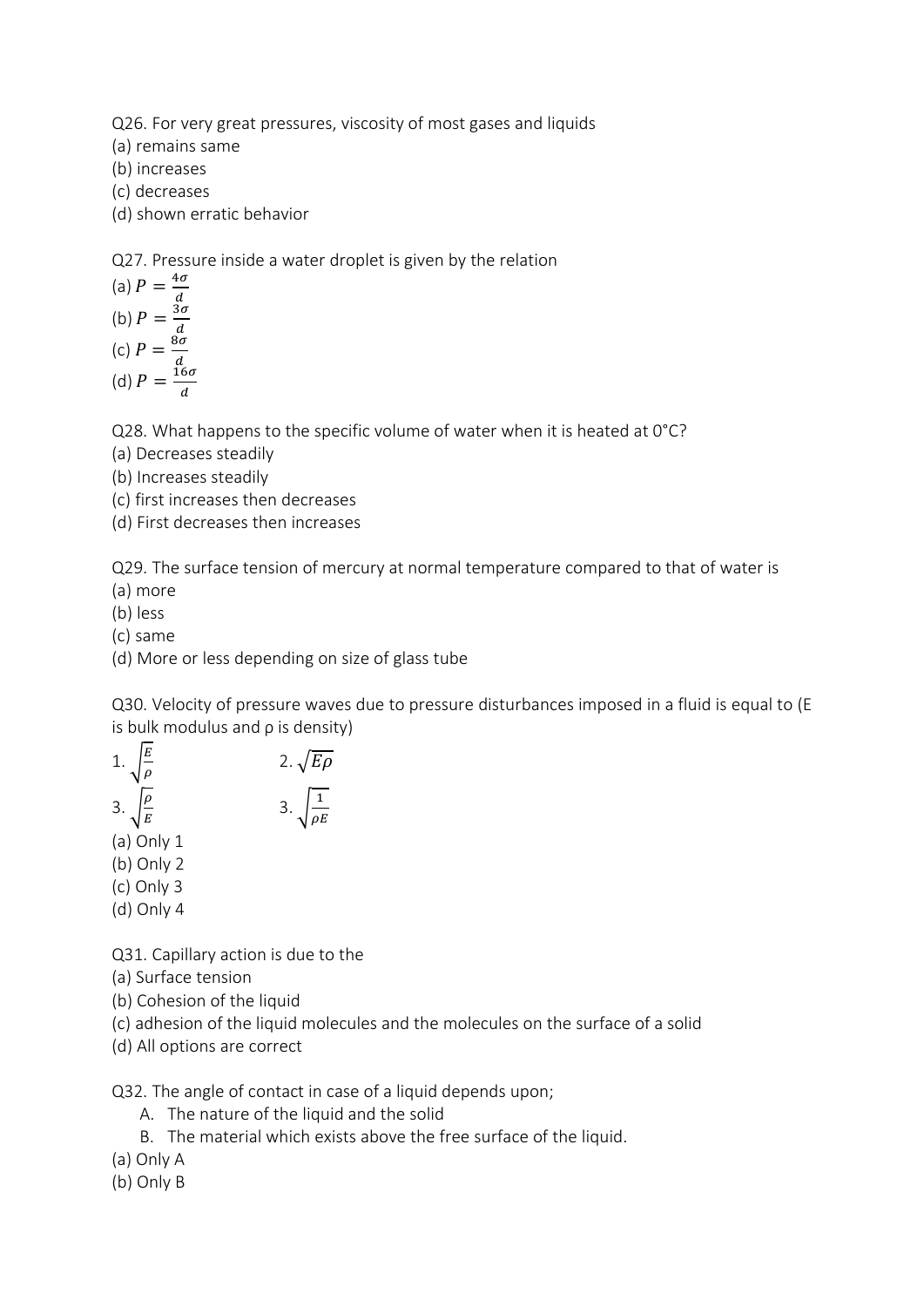Q26. For very great pressures, viscosity of most gases and liquids

(a) remains same

(b) increases

(c) decreases

(d) shown erratic behavior

Q27. Pressure inside a water droplet is given by the relation

(a) $P = \frac{4\sigma}{d}$

(b) $P = \frac{3\sigma}{d}$

(c) $P = \frac{8\sigma}{d}$

(d) $P = \frac{16\sigma}{d}$

Q28. What happens to the specific volume of water when it is heated at 0°C?

(a) Decreases steadily

(b) Increases steadily

(c) first increases then decreases

(d) First decreases then increases

Q29. The surface tension of mercury at normal temperature compared to that of water is

(a) more

(b) less

(c) same

(d) More or less depending on size of glass tube

Q30. Velocity of pressure waves due to pressure disturbances imposed in a fluid is equal to (E is bulk modulus and ρ is density)

1. $\sqrt{\frac{E}{\rho}}$ 2. $\sqrt{E\rho}$

3. $\sqrt{\frac{\rho}{E}}$ 3. $\sqrt{\frac{1}{\rho E}}$

(a) Only 1

(b) Only 2

(c) Only 3

(d) Only 4

Q31. Capillary action is due to the

(a) Surface tension

(b) Cohesion of the liquid

(c) adhesion of the liquid molecules and the molecules on the surface of a solid

(d) All options are correct

Q32. The angle of contact in case of a liquid depends upon;

A. The nature of the liquid and the solid
B. The material which exists above the free surface of the liquid.

(a) Only A

(b) Only B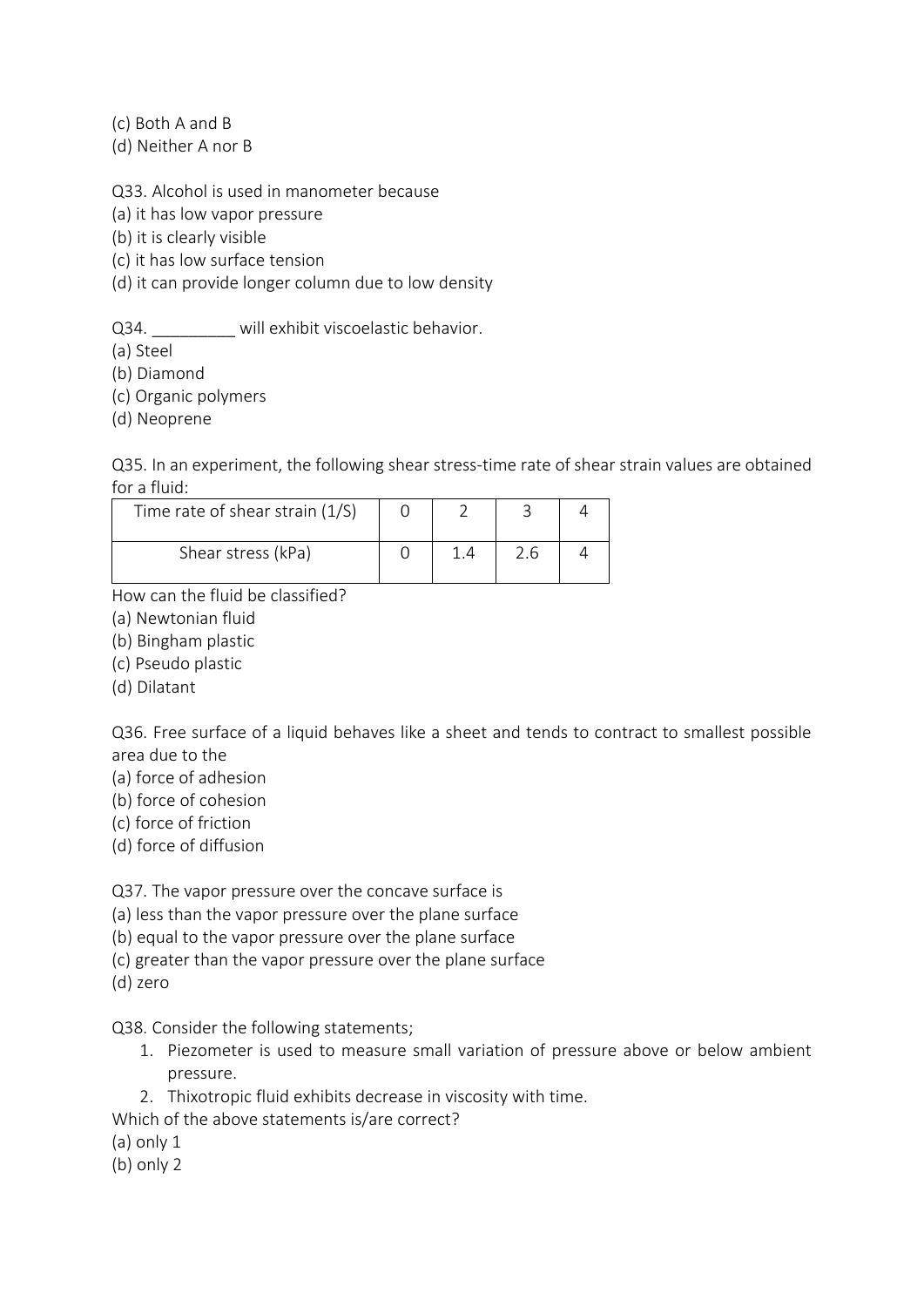(c) Both A and B
(d) Neither A nor B

Q33. Alcohol is used in manometer because
(a) it has low vapor pressure
(b) it is clearly visible
(c) it has low surface tension
(d) it can provide longer column due to low density

Q34. _________ will exhibit viscoelastic behavior.
(a) Steel
(b) Diamond
(c) Organic polymers
(d) Neoprene

Q35. In an experiment, the following shear stress-time rate of shear strain values are obtained for a fluid:

| Time rate of shear strain (1/S) | 0 | 2 | 3 | 4 |
|---|---|---|---|---|
| Shear stress (kPa) | 0 | 1.4 | 2.6 | 4 |

How can the fluid be classified?
(a) Newtonian fluid
(b) Bingham plastic
(c) Pseudo plastic
(d) Dilatant

Q36. Free surface of a liquid behaves like a sheet and tends to contract to smallest possible area due to the
(a) force of adhesion
(b) force of cohesion
(c) force of friction
(d) force of diffusion

Q37. The vapor pressure over the concave surface is
(a) less than the vapor pressure over the plane surface
(b) equal to the vapor pressure over the plane surface
(c) greater than the vapor pressure over the plane surface
(d) zero

Q38. Consider the following statements;

1. Piezometer is used to measure small variation of pressure above or below ambient pressure.
2. Thixotropic fluid exhibits decrease in viscosity with time.

Which of the above statements is/are correct?
(a) only 1
(b) only 2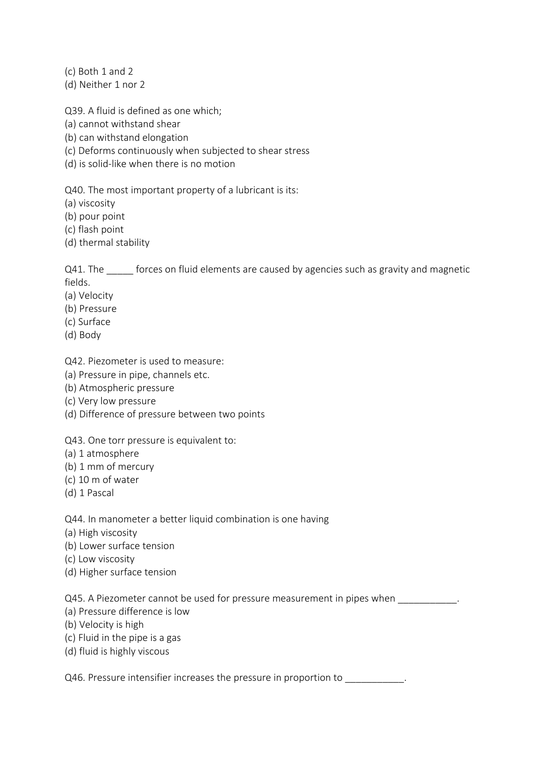(c) Both 1 and 2
(d) Neither 1 nor 2

Q39. A fluid is defined as one which;
(a) cannot withstand shear
(b) can withstand elongation
(c) Deforms continuously when subjected to shear stress
(d) is solid-like when there is no motion

Q40. The most important property of a lubricant is its:
(a) viscosity
(b) pour point
(c) flash point
(d) thermal stability

Q41. The _____ forces on fluid elements are caused by agencies such as gravity and magnetic fields.
(a) Velocity
(b) Pressure
(c) Surface
(d) Body

Q42. Piezometer is used to measure:
(a) Pressure in pipe, channels etc.
(b) Atmospheric pressure
(c) Very low pressure
(d) Difference of pressure between two points

Q43. One torr pressure is equivalent to:
(a) 1 atmosphere
(b) 1 mm of mercury
(c) 10 m of water
(d) 1 Pascal

Q44. In manometer a better liquid combination is one having
(a) High viscosity
(b) Lower surface tension
(c) Low viscosity
(d) Higher surface tension

Q45. A Piezometer cannot be used for pressure measurement in pipes when ___________.
(a) Pressure difference is low
(b) Velocity is high
(c) Fluid in the pipe is a gas
(d) fluid is highly viscous

Q46. Pressure intensifier increases the pressure in proportion to ___________.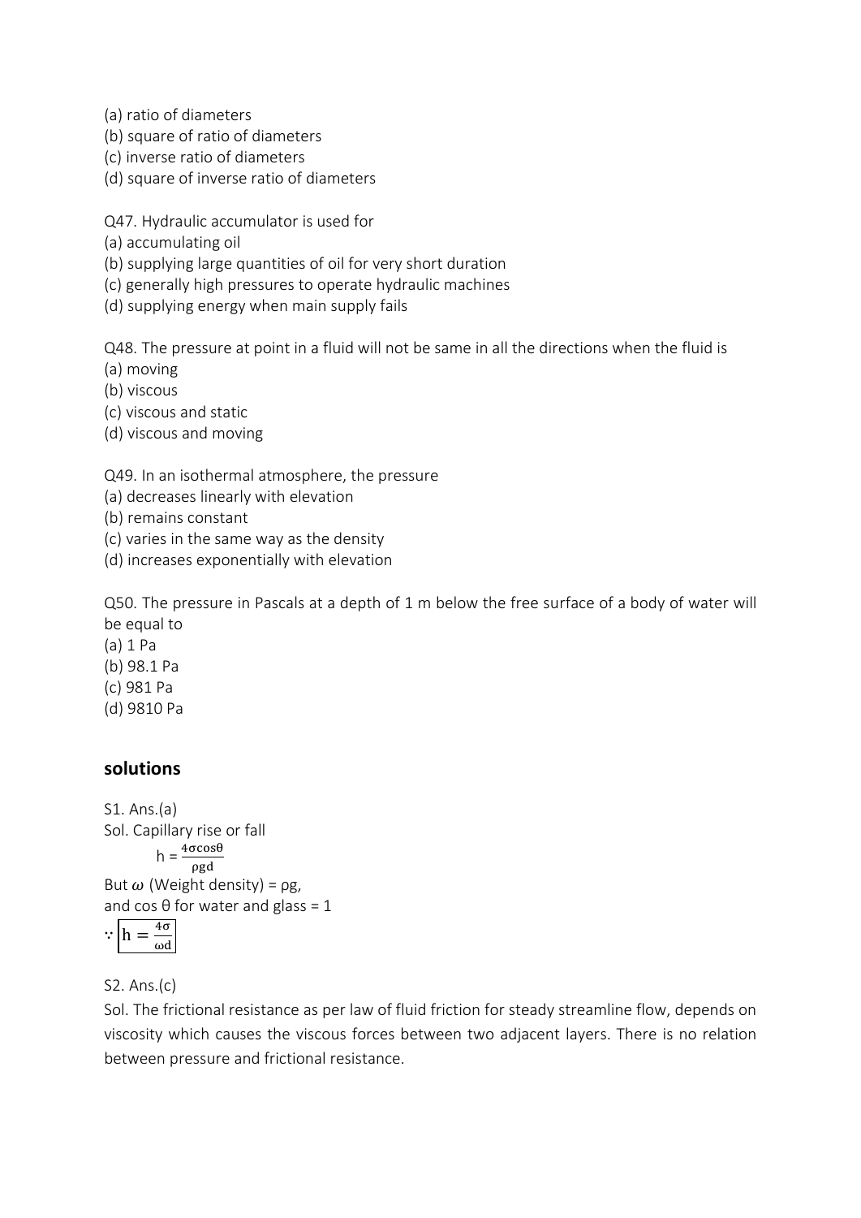(a) ratio of diameters
(b) square of ratio of diameters
(c) inverse ratio of diameters
(d) square of inverse ratio of diameters

Q47. Hydraulic accumulator is used for
(a) accumulating oil
(b) supplying large quantities of oil for very short duration
(c) generally high pressures to operate hydraulic machines
(d) supplying energy when main supply fails

Q48. The pressure at point in a fluid will not be same in all the directions when the fluid is
(a) moving
(b) viscous
(c) viscous and static
(d) viscous and moving

Q49. In an isothermal atmosphere, the pressure
(a) decreases linearly with elevation
(b) remains constant
(c) varies in the same way as the density
(d) increases exponentially with elevation

Q50. The pressure in Pascals at a depth of 1 m below the free surface of a body of water will be equal to
(a) 1 Pa
(b) 98.1 Pa
(c) 981 Pa
(d) 9810 Pa

## solutions

S1. Ans.(a)
Sol. Capillary rise or fall

$$h = \frac{4\sigma\cos\theta}{\rho g d}$$

But $\omega$ (Weight density) = $\rho g$,
and $\cos\theta$ for water and glass = 1

$$\because \boxed{h = \frac{4\sigma}{\omega d}}$$

S2. Ans.(c)
Sol. The frictional resistance as per law of fluid friction for steady streamline flow, depends on viscosity which causes the viscous forces between two adjacent layers. There is no relation between pressure and frictional resistance.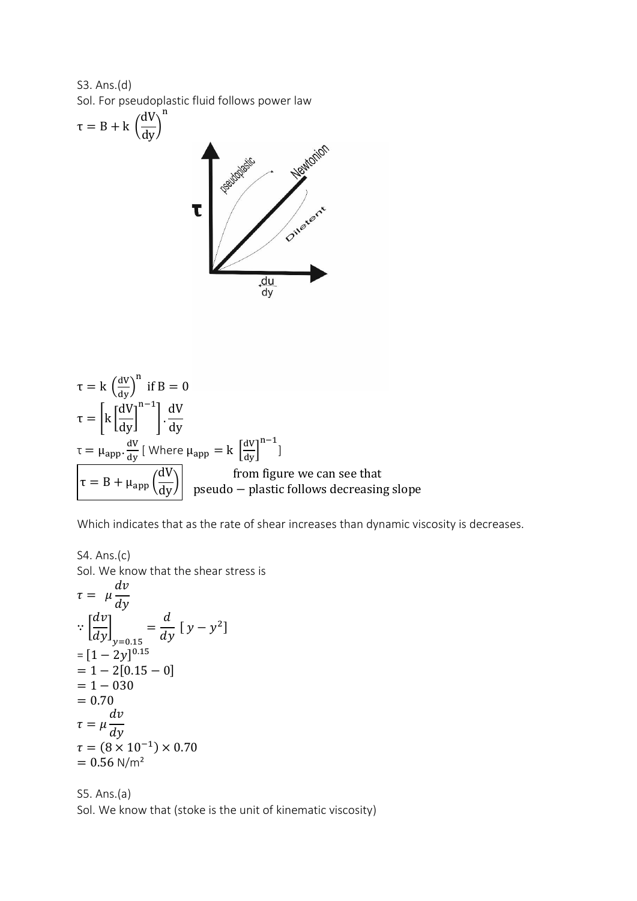S3. Ans.(d)

Sol. For pseudoplastic fluid follows power law

$$\tau = B + k\left(\frac{dV}{dy}\right)^n$$

$$\tau = k\left(\frac{dV}{dy}\right)^n \text{ if } B = 0$$

$$\tau = \left[k\left[\frac{dV}{dy}\right]^{n-1}\right].\frac{dV}{dy}$$

$\tau = \mu_{app}.\frac{dV}{dy}$ [ Where $\mu_{app} = k\left[\frac{dV}{dy}\right]^{n-1}$ ]

$$\boxed{\tau = B + \mu_{app}\left(\frac{dV}{dy}\right)}$$

from figure we can see that pseudo − plastic follows decreasing slope

Which indicates that as the rate of shear increases than dynamic viscosity is decreases.

S4. Ans.(c)

Sol. We know that the shear stress is

$$\tau = \mu\frac{dv}{dy}$$

$$\because \left[\frac{dv}{dy}\right]_{y=0.15} = \frac{d}{dy}\,[y - y^2]$$

$= [1 - 2y]^{0.15}$

$= 1 - 2[0.15 - 0]$

$= 1 - 030$

$= 0.70$

$$\tau = \mu\frac{dv}{dy}$$

$\tau = (8 \times 10^{-1}) \times 0.70$

$= 0.56$ N/m²

S5. Ans.(a)

Sol. We know that (stoke is the unit of kinematic viscosity)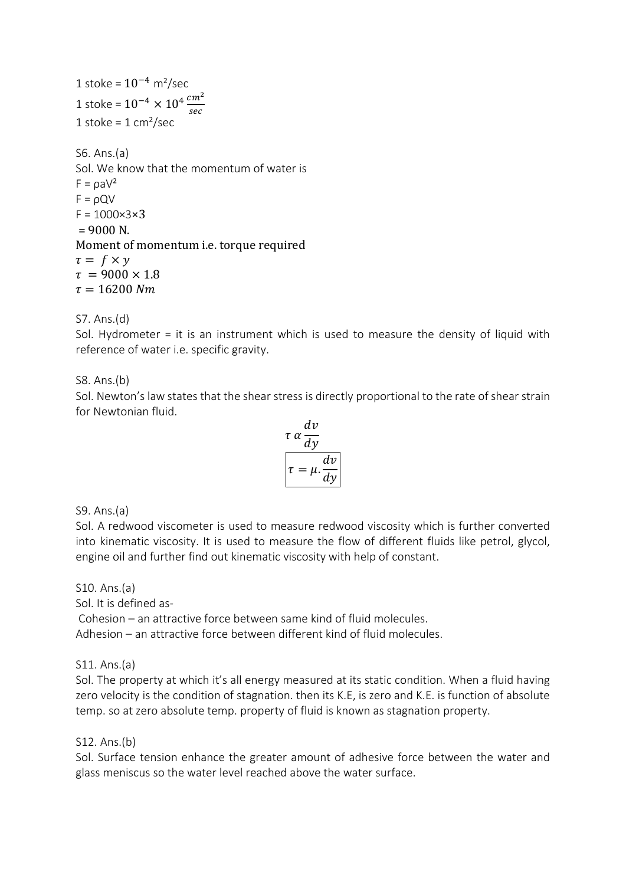1 stoke = $10^{-4}$ m²/sec

1 stoke = $10^{-4} \times 10^{4} \frac{cm^2}{sec}$

1 stoke = 1 cm²/sec

S6. Ans.(a)

Sol. We know that the momentum of water is

$F = \rho aV^2$

$F = \rho QV$

$F = 1000 \times 3 \times 3$

$= 9000$ N.

Moment of momentum i.e. torque required

$\tau = f \times y$

$\tau = 9000 \times 1.8$

$\tau = 16200\ Nm$

S7. Ans.(d)

Sol. Hydrometer = it is an instrument which is used to measure the density of liquid with reference of water i.e. specific gravity.

S8. Ans.(b)

Sol. Newton's law states that the shear stress is directly proportional to the rate of shear strain for Newtonian fluid.

$$\tau\ \alpha\ \frac{dv}{dy}$$

$$\boxed{\tau = \mu . \frac{dv}{dy}}$$

S9. Ans.(a)

Sol. A redwood viscometer is used to measure redwood viscosity which is further converted into kinematic viscosity. It is used to measure the flow of different fluids like petrol, glycol, engine oil and further find out kinematic viscosity with help of constant.

S10. Ans.(a)

Sol. It is defined as-

Cohesion – an attractive force between same kind of fluid molecules.

Adhesion – an attractive force between different kind of fluid molecules.

S11. Ans.(a)

Sol. The property at which it's all energy measured at its static condition. When a fluid having zero velocity is the condition of stagnation. then its K.E, is zero and K.E. is function of absolute temp. so at zero absolute temp. property of fluid is known as stagnation property.

S12. Ans.(b)

Sol. Surface tension enhance the greater amount of adhesive force between the water and glass meniscus so the water level reached above the water surface.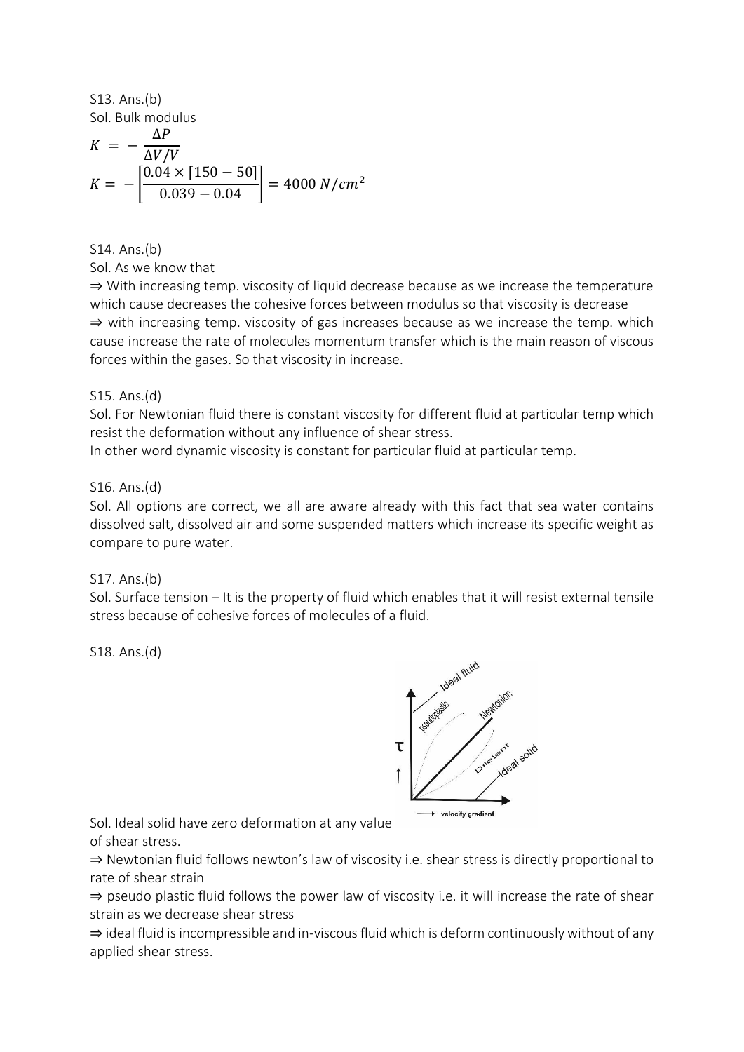S13. Ans.(b)

Sol. Bulk modulus

$$K = -\frac{\Delta P}{\Delta V/V}$$

$$K = -\left[\frac{0.04 \times [150 - 50]}{0.039 - 0.04}\right] = 4000\ N/cm^2$$

S14. Ans.(b)

Sol. As we know that

⇒ With increasing temp. viscosity of liquid decrease because as we increase the temperature which cause decreases the cohesive forces between modulus so that viscosity is decrease

⇒ with increasing temp. viscosity of gas increases because as we increase the temp. which cause increase the rate of molecules momentum transfer which is the main reason of viscous forces within the gases. So that viscosity in increase.

S15. Ans.(d)

Sol. For Newtonian fluid there is constant viscosity for different fluid at particular temp which resist the deformation without any influence of shear stress.

In other word dynamic viscosity is constant for particular fluid at particular temp.

S16. Ans.(d)

Sol. All options are correct, we all are aware already with this fact that sea water contains dissolved salt, dissolved air and some suspended matters which increase its specific weight as compare to pure water.

S17. Ans.(b)

Sol. Surface tension – It is the property of fluid which enables that it will resist external tensile stress because of cohesive forces of molecules of a fluid.

S18. Ans.(d)

Sol. Ideal solid have zero deformation at any value of shear stress.

⇒ Newtonian fluid follows newton's law of viscosity i.e. shear stress is directly proportional to rate of shear strain

⇒ pseudo plastic fluid follows the power law of viscosity i.e. it will increase the rate of shear strain as we decrease shear stress

⇒ ideal fluid is incompressible and in-viscous fluid which is deform continuously without of any applied shear stress.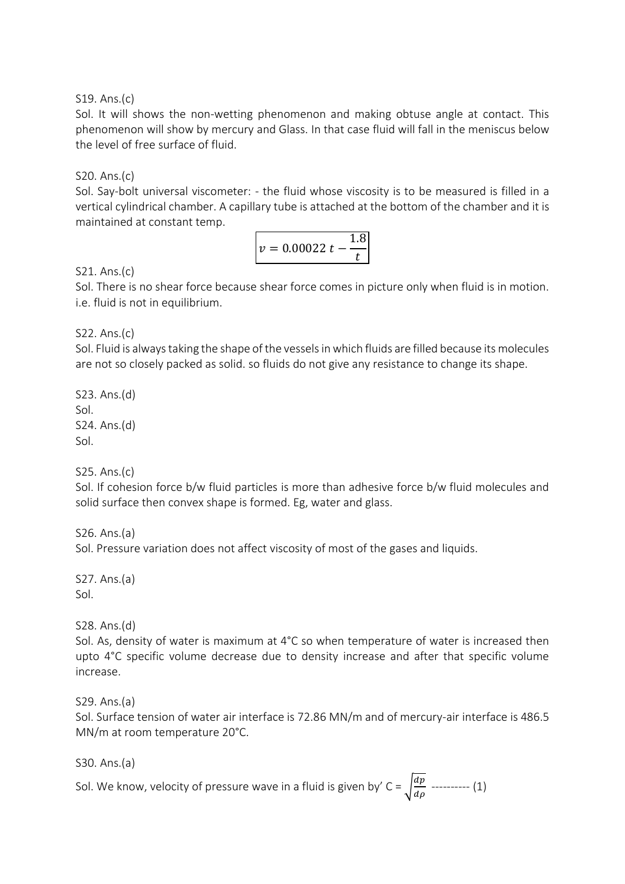S19. Ans.(c)

Sol. It will shows the non-wetting phenomenon and making obtuse angle at contact. This phenomenon will show by mercury and Glass. In that case fluid will fall in the meniscus below the level of free surface of fluid.

S20. Ans.(c)

Sol. Say-bolt universal viscometer: - the fluid whose viscosity is to be measured is filled in a vertical cylindrical chamber. A capillary tube is attached at the bottom of the chamber and it is maintained at constant temp.

$$\boxed{v = 0.00022\,t - \frac{1.8}{t}}$$

S21. Ans.(c)

Sol. There is no shear force because shear force comes in picture only when fluid is in motion. i.e. fluid is not in equilibrium.

S22. Ans.(c)

Sol. Fluid is always taking the shape of the vessels in which fluids are filled because its molecules are not so closely packed as solid. so fluids do not give any resistance to change its shape.

S23. Ans.(d)

Sol.

S24. Ans.(d)

Sol.

S25. Ans.(c)

Sol. If cohesion force b/w fluid particles is more than adhesive force b/w fluid molecules and solid surface then convex shape is formed. Eg, water and glass.

S26. Ans.(a)

Sol. Pressure variation does not affect viscosity of most of the gases and liquids.

S27. Ans.(a)

Sol.

S28. Ans.(d)

Sol. As, density of water is maximum at 4°C so when temperature of water is increased then upto 4°C specific volume decrease due to density increase and after that specific volume increase.

S29. Ans.(a)

Sol. Surface tension of water air interface is 72.86 MN/m and of mercury-air interface is 486.5 MN/m at room temperature 20°C.

S30. Ans.(a)

Sol. We know, velocity of pressure wave in a fluid is given by' $C = \sqrt{\frac{dp}{d\rho}}$ ---------- (1)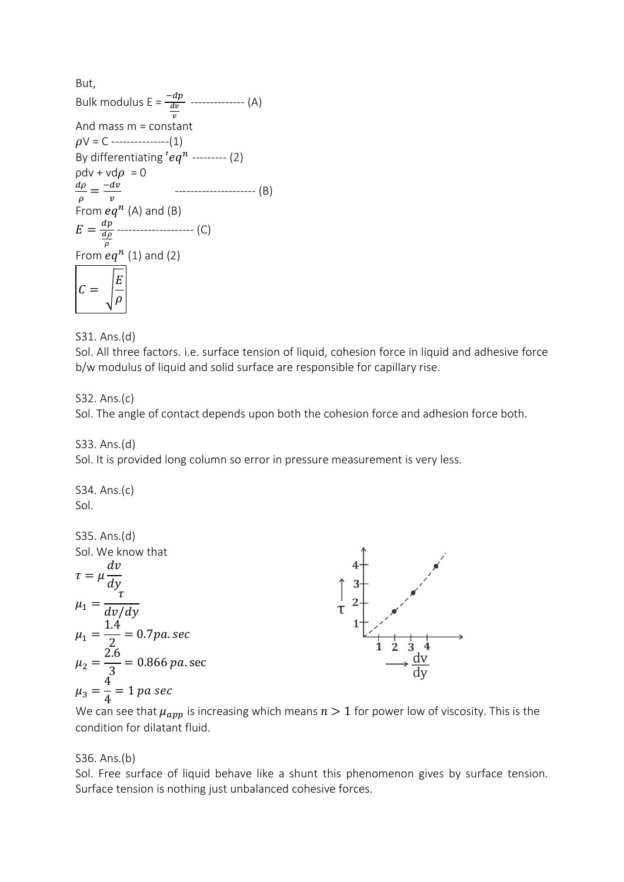But,

Bulk modulus E = $\frac{-dp}{\frac{dv}{v}}$ -------------- (A)

And mass m = constant

$\rho V$ = C ---------------(1)

By differentiating $'eq^n$ --------- (2)

$\rho dv + v d\rho = 0$

$\frac{d\rho}{\rho} = \frac{-dv}{v}$ --------------------- (B)

From $eq^n$ (A) and (B)

$E = \frac{dp}{\frac{d\rho}{\rho}}$ -------------------- (C)

From $eq^n$ (1) and (2)

$$\boxed{C = \sqrt{\frac{E}{\rho}}}$$

S31. Ans.(d)

Sol. All three factors. i.e. surface tension of liquid, cohesion force in liquid and adhesive force b/w modulus of liquid and solid surface are responsible for capillary rise.

S32. Ans.(c)

Sol. The angle of contact depends upon both the cohesion force and adhesion force both.

S33. Ans.(d)

Sol. It is provided long column so error in pressure measurement is very less.

S34. Ans.(c)

Sol.

S35. Ans.(d)

Sol. We know that

$$\tau = \mu \frac{dv}{dy}$$

$$\mu_1 = \frac{\tau}{dv/dy}$$

$$\mu_1 = \frac{1.4}{2} = 0.7 pa.sec$$

$$\mu_2 = \frac{2.6}{3} = 0.866\ pa.\text{sec}$$

$$\mu_3 = \frac{4}{4} = 1\ pa\ sec$$

We can see that $\mu_{app}$ is increasing which means $n > 1$ for power low of viscosity. This is the condition for dilatant fluid.

S36. Ans.(b)

Sol. Free surface of liquid behave like a shunt this phenomenon gives by surface tension. Surface tension is nothing just unbalanced cohesive forces.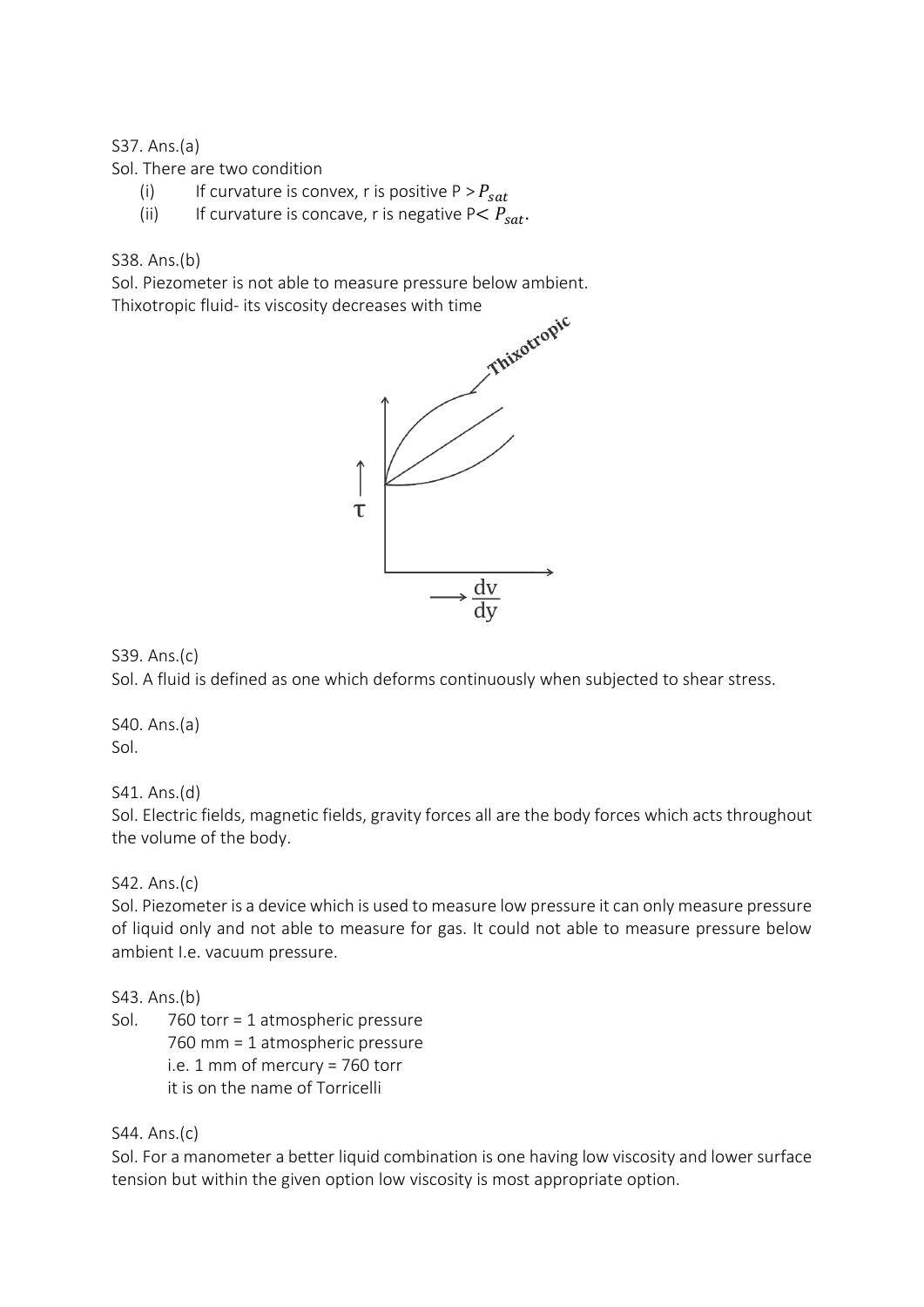S37. Ans.(a)

Sol. There are two condition

(i) If curvature is convex, r is positive P > $P_{sat}$

(ii) If curvature is concave, r is negative P< $P_{sat}$.

S38. Ans.(b)

Sol. Piezometer is not able to measure pressure below ambient.

Thixotropic fluid- its viscosity decreases with time

S39. Ans.(c)

Sol. A fluid is defined as one which deforms continuously when subjected to shear stress.

S40. Ans.(a)

Sol.

S41. Ans.(d)

Sol. Electric fields, magnetic fields, gravity forces all are the body forces which acts throughout the volume of the body.

S42. Ans.(c)

Sol. Piezometer is a device which is used to measure low pressure it can only measure pressure of liquid only and not able to measure for gas. It could not able to measure pressure below ambient I.e. vacuum pressure.

S43. Ans.(b)

Sol. 760 torr = 1 atmospheric pressure

760 mm = 1 atmospheric pressure

i.e. 1 mm of mercury = 760 torr

it is on the name of Torricelli

S44. Ans.(c)

Sol. For a manometer a better liquid combination is one having low viscosity and lower surface tension but within the given option low viscosity is most appropriate option.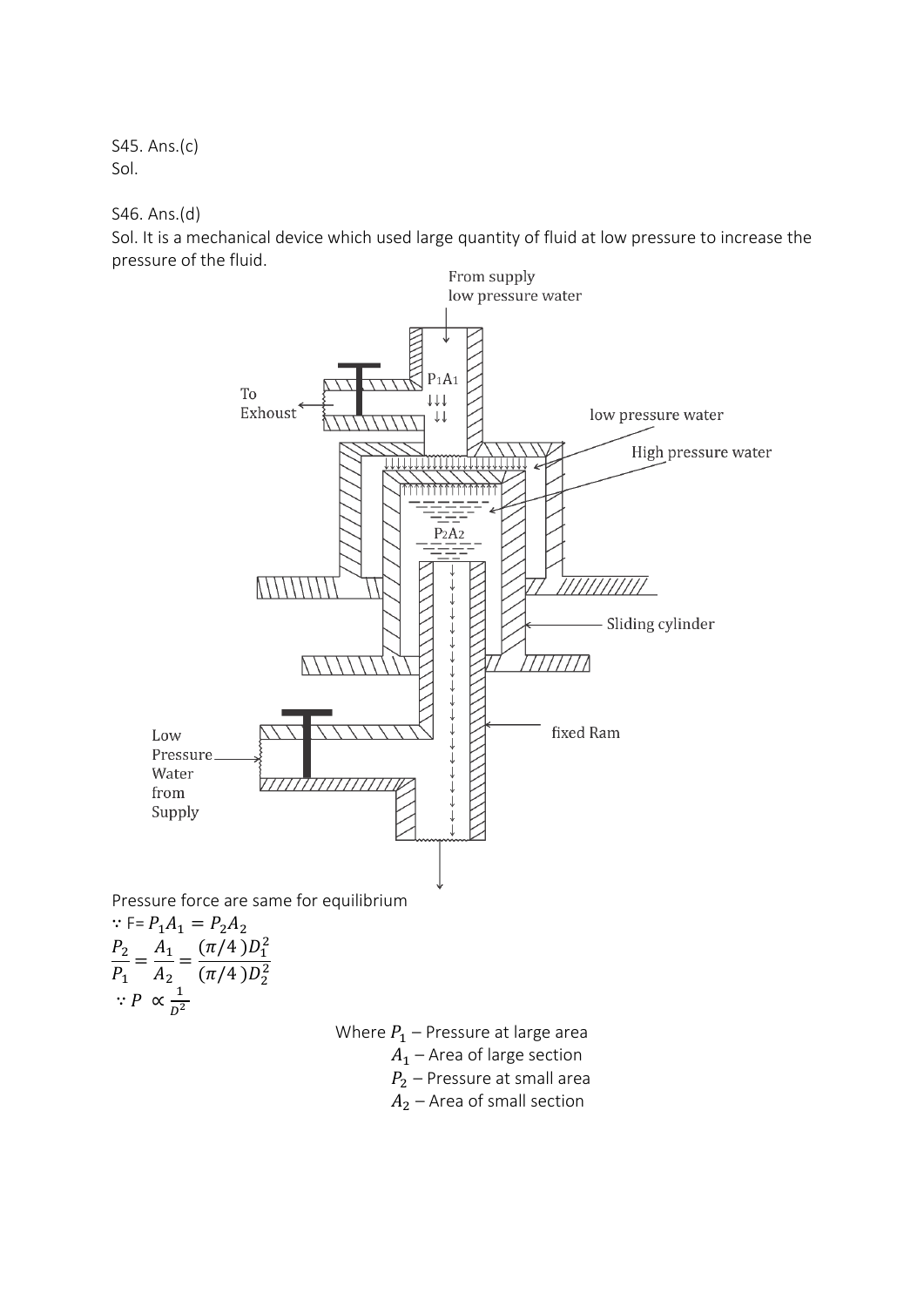S45. Ans.(c)

Sol.

S46. Ans.(d)

Sol. It is a mechanical device which used large quantity of fluid at low pressure to increase the pressure of the fluid.

Pressure force are same for equilibrium

$\because$ F= $P_1A_1 = P_2A_2$

$$\frac{P_2}{P_1} = \frac{A_1}{A_2} = \frac{(\pi/4)D_1^2}{(\pi/4)D_2^2}$$

$\because P \propto \frac{1}{D^2}$

Where $P_1$ – Pressure at large area

$A_1$ – Area of large section

$P_2$ – Pressure at small area

$A_2$ – Area of small section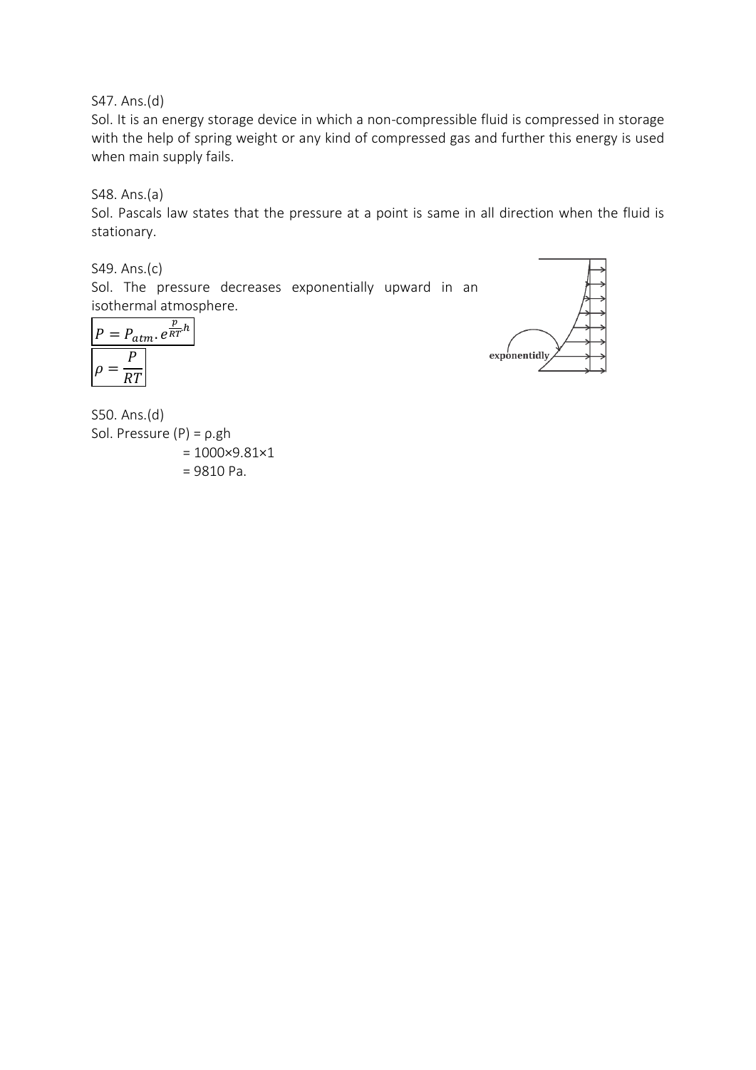S47. Ans.(d)

Sol. It is an energy storage device in which a non-compressible fluid is compressed in storage with the help of spring weight or any kind of compressed gas and further this energy is used when main supply fails.

S48. Ans.(a)

Sol. Pascals law states that the pressure at a point is same in all direction when the fluid is stationary.

S49. Ans.(c)

Sol. The pressure decreases exponentially upward in an isothermal atmosphere.

$$P = P_{atm} \cdot e^{\frac{p}{RT} \cdot h}$$

$$\rho = \frac{P}{RT}$$

exponentidly

S50. Ans.(d)

Sol. Pressure (P) = ρ.gh

= 1000×9.81×1

= 9810 Pa.